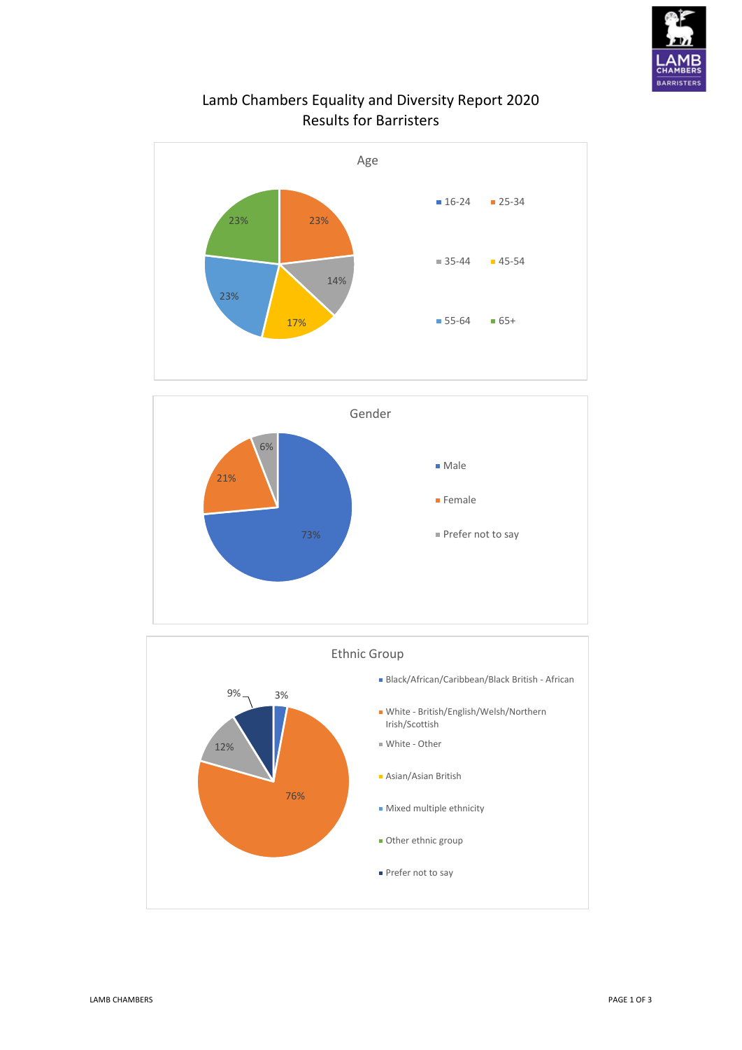# Lamb Chambers Equality and Diversity Report 2020
## Results for Barristers

### Age

| Age | Percentage |
|---|---|
| 16-24 | |
| 25-34 | 23% |
| 35-44 | 14% |
| 45-54 | 17% |
| 55-64 | 23% |
| 65+ | 23% |

### Gender

| Gender | Percentage |
|---|---|
| Male | 73% |
| Female | 21% |
| Prefer not to say | 6% |

### Ethnic Group

| Ethnic Group | Percentage |
|---|---|
| Black/African/Caribbean/Black British - African | 3% |
| White - British/English/Welsh/Northern Irish/Scottish | 76% |
| White - Other | 12% |
| Asian/Asian British | |
| Mixed multiple ethnicity | |
| Other ethnic group | |
| Prefer not to say | 9% |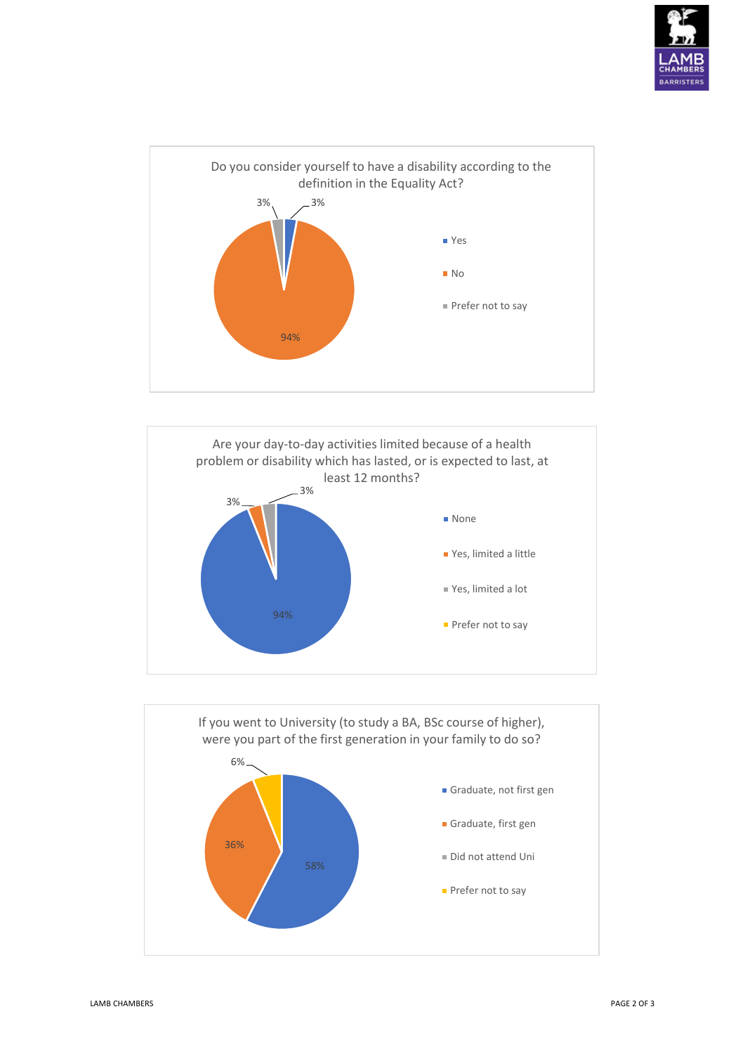**Do you consider yourself to have a disability according to the definition in the Equality Act?**

| Response | Percentage |
| --- | --- |
| Yes | 3% |
| No | 94% |
| Prefer not to say | 3% |

**Are your day-to-day activities limited because of a health problem or disability which has lasted, or is expected to last, at least 12 months?**

| Response | Percentage |
| --- | --- |
| None | 94% |
| Yes, limited a little | 3% |
| Yes, limited a lot | 3% |
| Prefer not to say | |

**If you went to University (to study a BA, BSc course of higher), were you part of the first generation in your family to do so?**

| Response | Percentage |
| --- | --- |
| Graduate, not first gen | 58% |
| Graduate, first gen | 36% |
| Did not attend Uni | |
| Prefer not to say | 6% |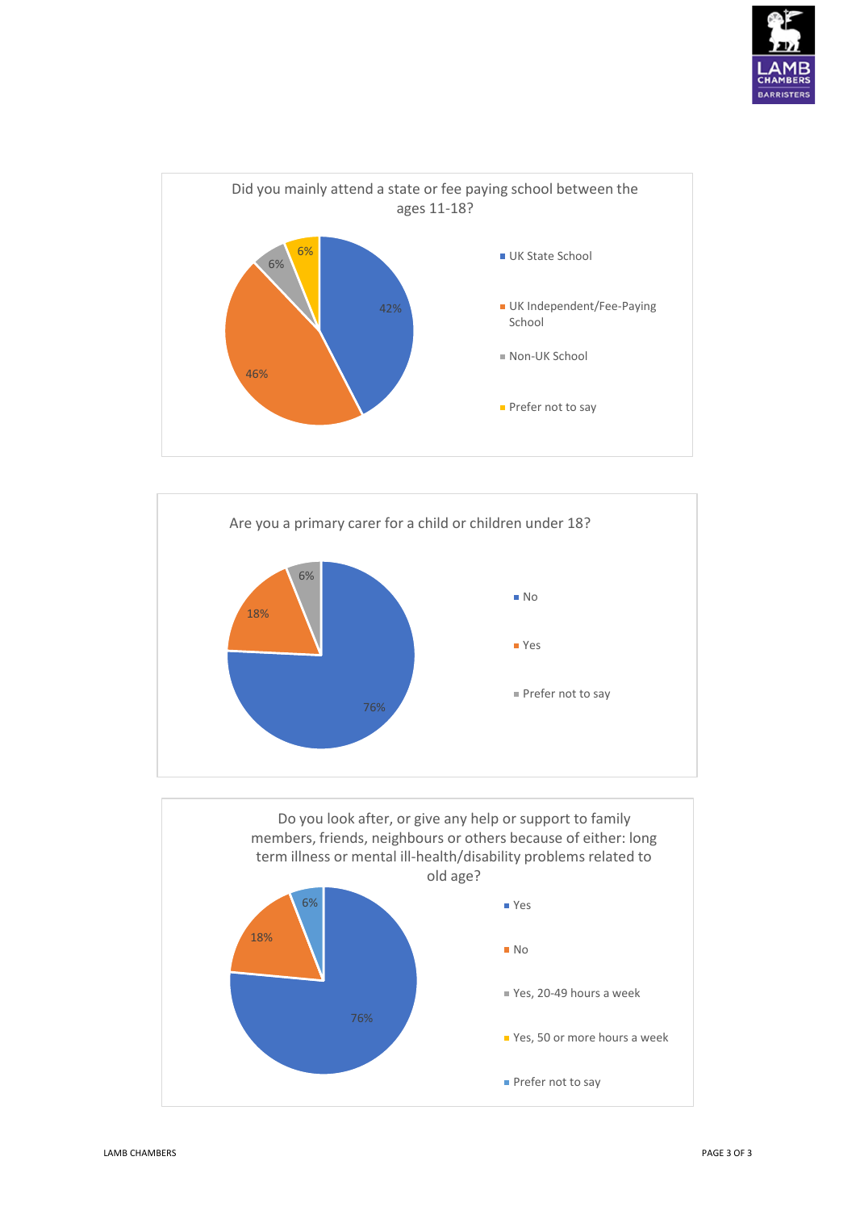Did you mainly attend a state or fee paying school between the ages 11-18?

6%
6%
42%
46%

UK State School
UK Independent/Fee-Paying School
Non-UK School
Prefer not to say

Are you a primary carer for a child or children under 18?

6%
18%
76%

No
Yes
Prefer not to say

Do you look after, or give any help or support to family members, friends, neighbours or others because of either: long term illness or mental ill-health/disability problems related to old age?

6%
18%
76%

Yes
No
Yes, 20-49 hours a week
Yes, 50 or more hours a week
Prefer not to say